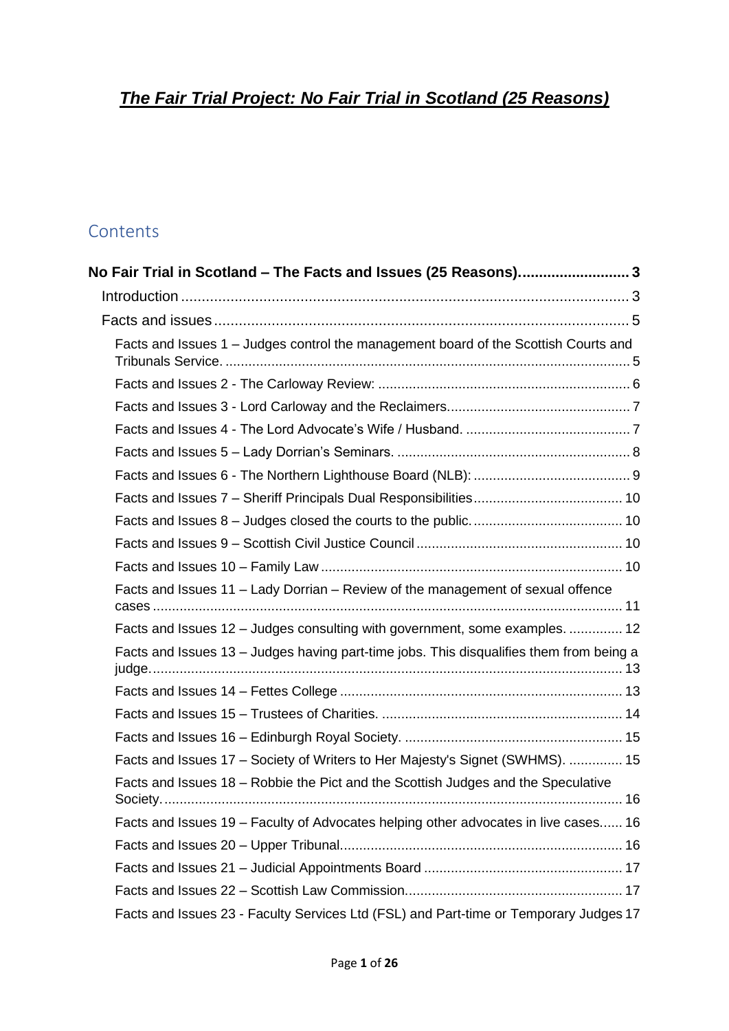# ***The Fair Trial Project: No Fair Trial in Scotland (25 Reasons)***

## Contents

**No Fair Trial in Scotland – The Facts and Issues (25 Reasons).......................... 3**

- Introduction ............................................................................................................ 3
- Facts and issues ..................................................................................................... 5
  - Facts and Issues 1 – Judges control the management board of the Scottish Courts and Tribunals Service. ......................................................................................................... 5
  - Facts and Issues 2 - The Carloway Review: .................................................................. 6
  - Facts and Issues 3 - Lord Carloway and the Reclaimers................................................ 7
  - Facts and Issues 4 - The Lord Advocate's Wife / Husband. ........................................... 7
  - Facts and Issues 5 – Lady Dorrian's Seminars. ............................................................. 8
  - Facts and Issues 6 - The Northern Lighthouse Board (NLB): ......................................... 9
  - Facts and Issues 7 – Sheriff Principals Dual Responsibilities....................................... 10
  - Facts and Issues 8 – Judges closed the courts to the public........................................ 10
  - Facts and Issues 9 – Scottish Civil Justice Council ...................................................... 10
  - Facts and Issues 10 – Family Law ............................................................................... 10
  - Facts and Issues 11 – Lady Dorrian – Review of the management of sexual offence cases .......................................................................................................................... 11
  - Facts and Issues 12 – Judges consulting with government, some examples. .............. 12
  - Facts and Issues 13 – Judges having part-time jobs. This disqualifies them from being a judge........................................................................................................................... 13
  - Facts and Issues 14 – Fettes College .......................................................................... 13
  - Facts and Issues 15 – Trustees of Charities. ............................................................... 14
  - Facts and Issues 16 – Edinburgh Royal Society. .......................................................... 15
  - Facts and Issues 17 – Society of Writers to Her Majesty's Signet (SWHMS). .............. 15
  - Facts and Issues 18 – Robbie the Pict and the Scottish Judges and the Speculative Society........................................................................................................................ 16
  - Facts and Issues 19 – Faculty of Advocates helping other advocates in live cases...... 16
  - Facts and Issues 20 – Upper Tribunal.......................................................................... 16
  - Facts and Issues 21 – Judicial Appointments Board .................................................... 17
  - Facts and Issues 22 – Scottish Law Commission......................................................... 17
  - Facts and Issues 23 - Faculty Services Ltd (FSL) and Part-time or Temporary Judges 17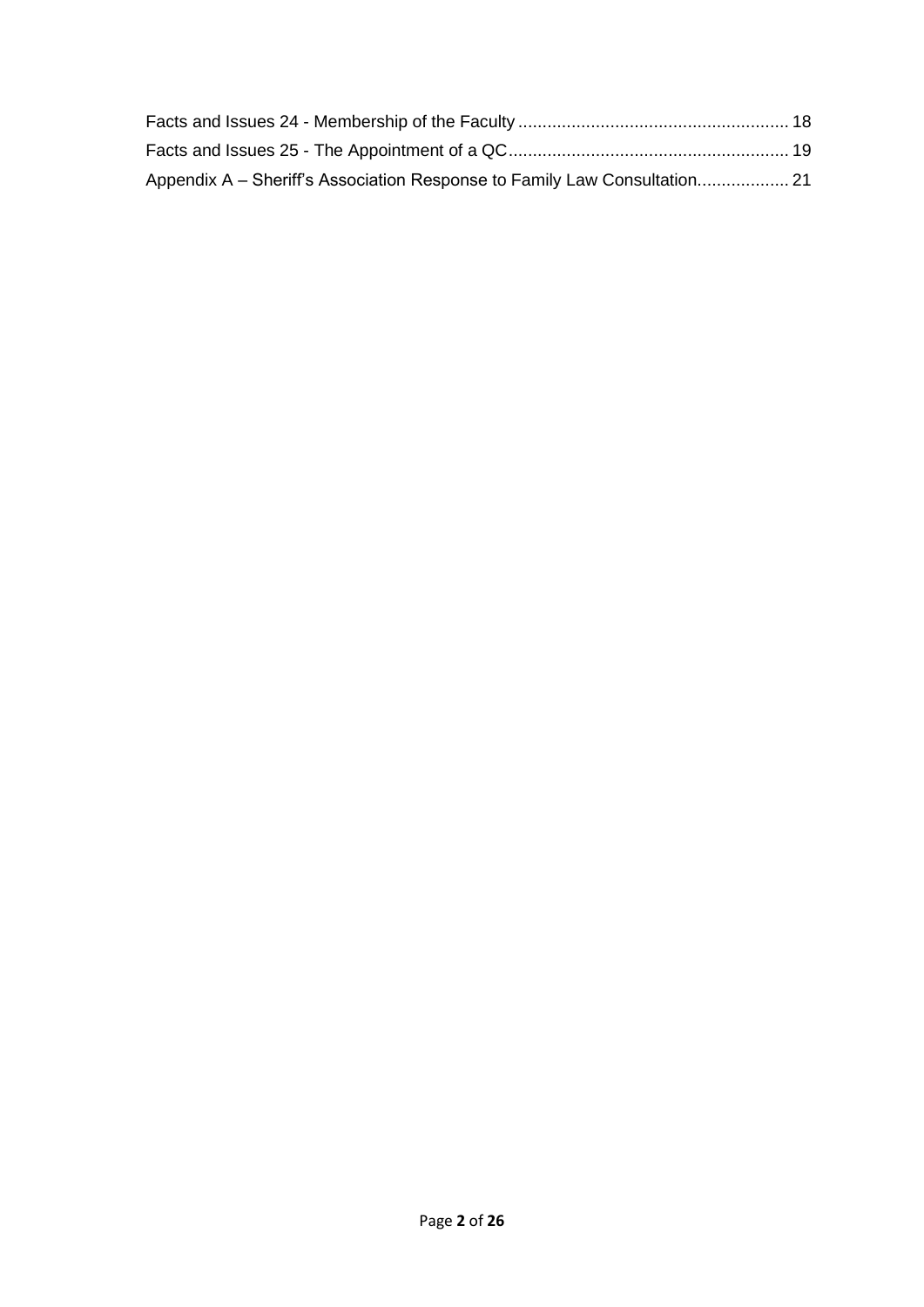Facts and Issues 24 - Membership of the Faculty ........................................................ 18

Facts and Issues 25 - The Appointment of a QC.......................................................... 19

Appendix A – Sheriff's Association Response to Family Law Consultation................... 21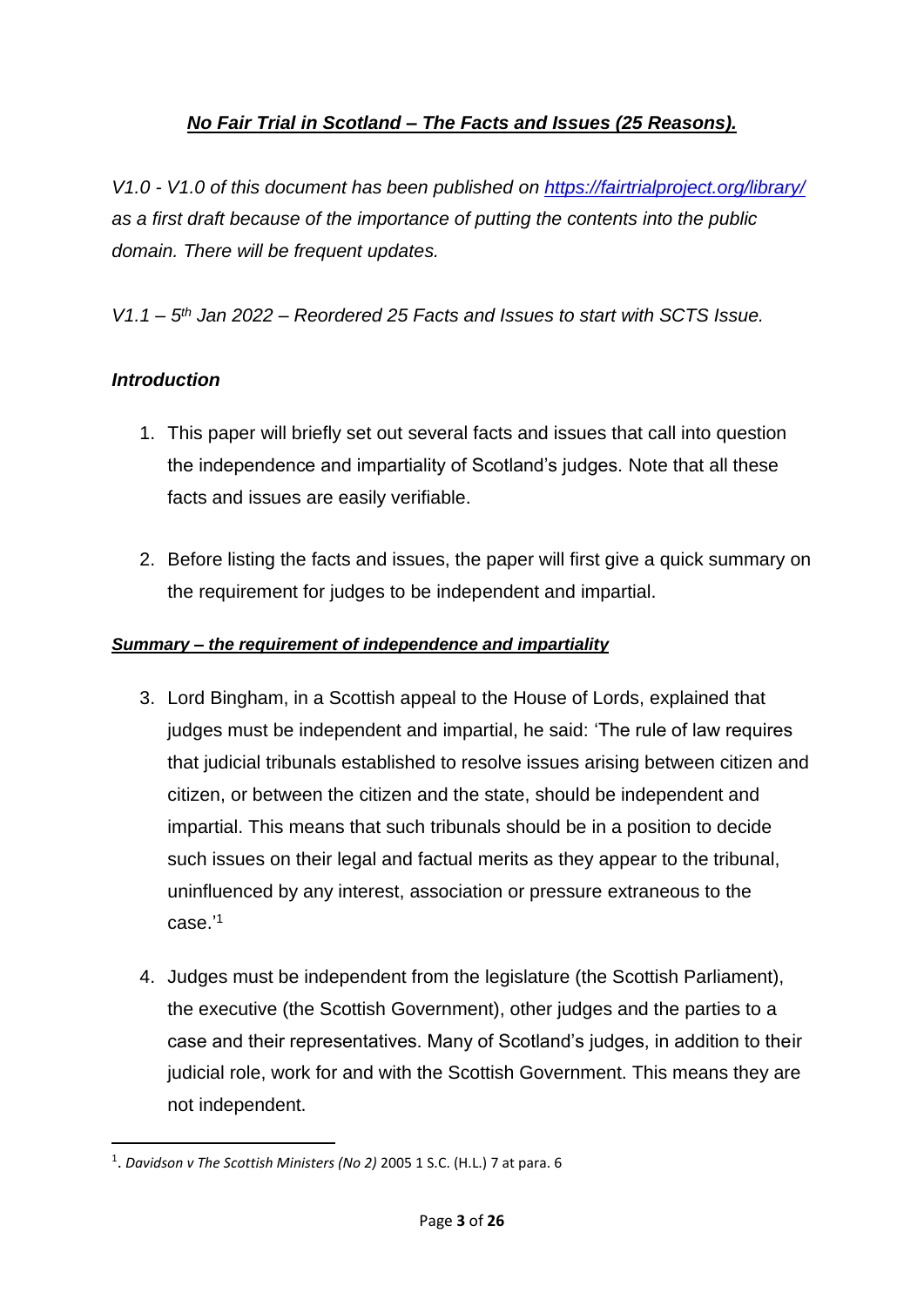## ***No Fair Trial in Scotland – The Facts and Issues (25 Reasons).***

*V1.0 - V1.0 of this document has been published on https://fairtrialproject.org/library/ as a first draft because of the importance of putting the contents into the public domain. There will be frequent updates.*

*V1.1 – 5th Jan 2022 – Reordered 25 Facts and Issues to start with SCTS Issue.*

### *Introduction*

1. This paper will briefly set out several facts and issues that call into question the independence and impartiality of Scotland's judges. Note that all these facts and issues are easily verifiable.

2. Before listing the facts and issues, the paper will first give a quick summary on the requirement for judges to be independent and impartial.

### ***Summary – the requirement of independence and impartiality***

3. Lord Bingham, in a Scottish appeal to the House of Lords, explained that judges must be independent and impartial, he said: 'The rule of law requires that judicial tribunals established to resolve issues arising between citizen and citizen, or between the citizen and the state, should be independent and impartial. This means that such tribunals should be in a position to decide such issues on their legal and factual merits as they appear to the tribunal, uninfluenced by any interest, association or pressure extraneous to the case.'[1]

4. Judges must be independent from the legislature (the Scottish Parliament), the executive (the Scottish Government), other judges and the parties to a case and their representatives. Many of Scotland's judges, in addition to their judicial role, work for and with the Scottish Government. This means they are not independent.

---

[1]. *Davidson v The Scottish Ministers (No 2)* 2005 1 S.C. (H.L.) 7 at para. 6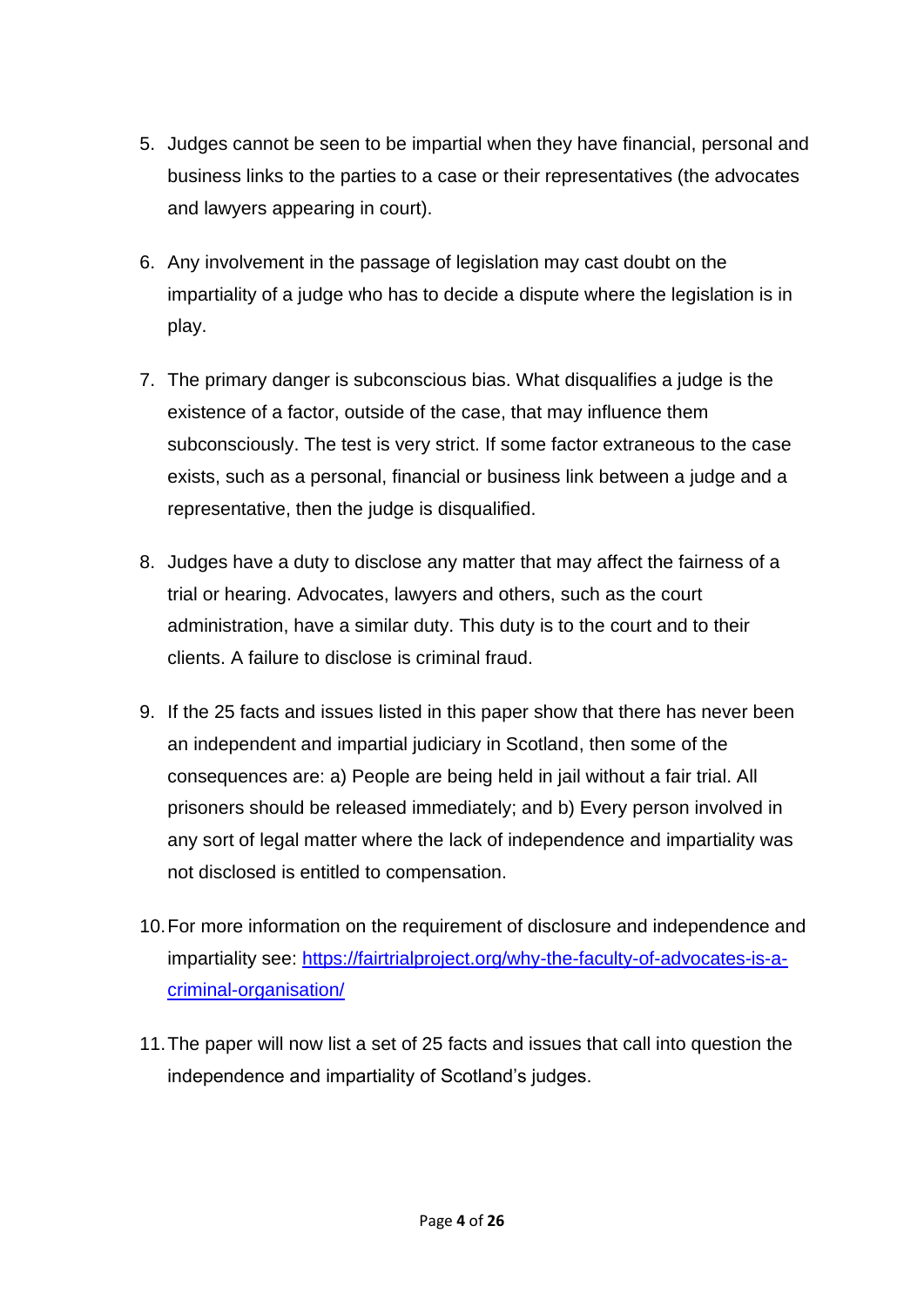5. Judges cannot be seen to be impartial when they have financial, personal and business links to the parties to a case or their representatives (the advocates and lawyers appearing in court).

6. Any involvement in the passage of legislation may cast doubt on the impartiality of a judge who has to decide a dispute where the legislation is in play.

7. The primary danger is subconscious bias. What disqualifies a judge is the existence of a factor, outside of the case, that may influence them subconsciously. The test is very strict. If some factor extraneous to the case exists, such as a personal, financial or business link between a judge and a representative, then the judge is disqualified.

8. Judges have a duty to disclose any matter that may affect the fairness of a trial or hearing. Advocates, lawyers and others, such as the court administration, have a similar duty. This duty is to the court and to their clients. A failure to disclose is criminal fraud.

9. If the 25 facts and issues listed in this paper show that there has never been an independent and impartial judiciary in Scotland, then some of the consequences are: a) People are being held in jail without a fair trial. All prisoners should be released immediately; and b) Every person involved in any sort of legal matter where the lack of independence and impartiality was not disclosed is entitled to compensation.

10. For more information on the requirement of disclosure and independence and impartiality see: [https://fairtrialproject.org/why-the-faculty-of-advocates-is-a-criminal-organisation/](https://fairtrialproject.org/why-the-faculty-of-advocates-is-a-criminal-organisation/)

11. The paper will now list a set of 25 facts and issues that call into question the independence and impartiality of Scotland's judges.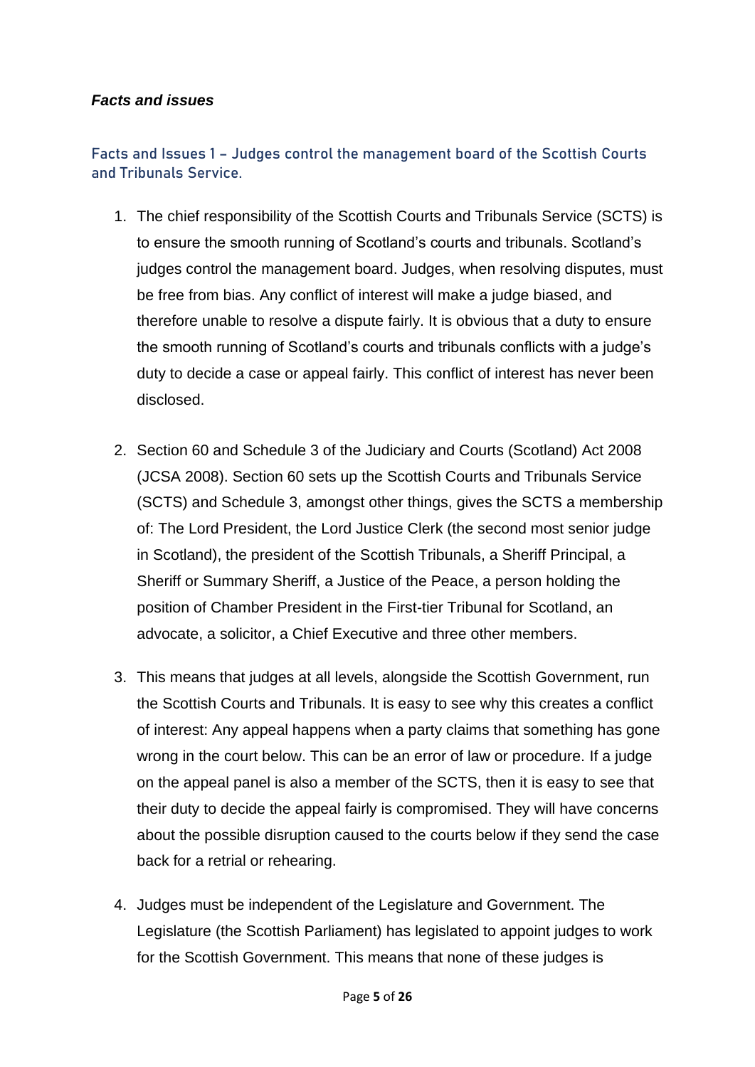***Facts and issues***

### Facts and Issues 1 – Judges control the management board of the Scottish Courts and Tribunals Service.

1. The chief responsibility of the Scottish Courts and Tribunals Service (SCTS) is to ensure the smooth running of Scotland's courts and tribunals. Scotland's judges control the management board. Judges, when resolving disputes, must be free from bias. Any conflict of interest will make a judge biased, and therefore unable to resolve a dispute fairly. It is obvious that a duty to ensure the smooth running of Scotland's courts and tribunals conflicts with a judge's duty to decide a case or appeal fairly. This conflict of interest has never been disclosed.

2. Section 60 and Schedule 3 of the Judiciary and Courts (Scotland) Act 2008 (JCSA 2008). Section 60 sets up the Scottish Courts and Tribunals Service (SCTS) and Schedule 3, amongst other things, gives the SCTS a membership of: The Lord President, the Lord Justice Clerk (the second most senior judge in Scotland), the president of the Scottish Tribunals, a Sheriff Principal, a Sheriff or Summary Sheriff, a Justice of the Peace, a person holding the position of Chamber President in the First-tier Tribunal for Scotland, an advocate, a solicitor, a Chief Executive and three other members.

3. This means that judges at all levels, alongside the Scottish Government, run the Scottish Courts and Tribunals. It is easy to see why this creates a conflict of interest: Any appeal happens when a party claims that something has gone wrong in the court below. This can be an error of law or procedure. If a judge on the appeal panel is also a member of the SCTS, then it is easy to see that their duty to decide the appeal fairly is compromised. They will have concerns about the possible disruption caused to the courts below if they send the case back for a retrial or rehearing.

4. Judges must be independent of the Legislature and Government. The Legislature (the Scottish Parliament) has legislated to appoint judges to work for the Scottish Government. This means that none of these judges is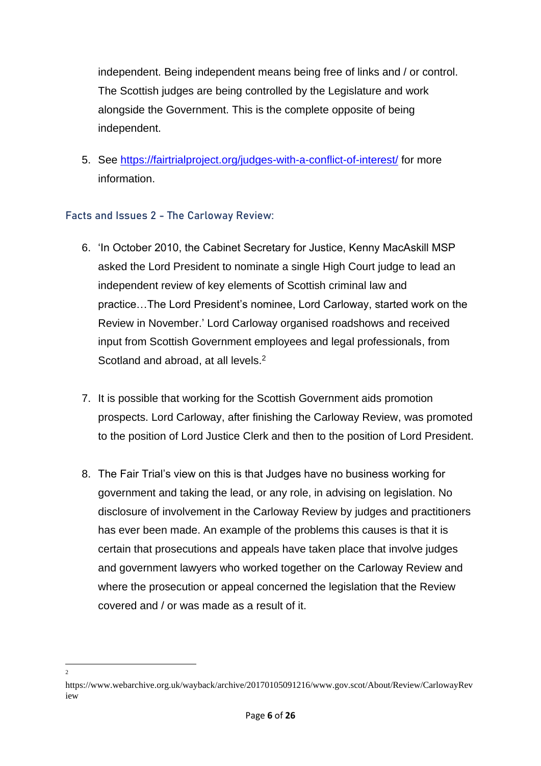independent. Being independent means being free of links and / or control. The Scottish judges are being controlled by the Legislature and work alongside the Government. This is the complete opposite of being independent.

5. See https://fairtrialproject.org/judges-with-a-conflict-of-interest/ for more information.

## Facts and Issues 2 – The Carloway Review:

6. 'In October 2010, the Cabinet Secretary for Justice, Kenny MacAskill MSP asked the Lord President to nominate a single High Court judge to lead an independent review of key elements of Scottish criminal law and practice…The Lord President's nominee, Lord Carloway, started work on the Review in November.' Lord Carloway organised roadshows and received input from Scottish Government employees and legal professionals, from Scotland and abroad, at all levels.[2]

7. It is possible that working for the Scottish Government aids promotion prospects. Lord Carloway, after finishing the Carloway Review, was promoted to the position of Lord Justice Clerk and then to the position of Lord President.

8. The Fair Trial's view on this is that Judges have no business working for government and taking the lead, or any role, in advising on legislation. No disclosure of involvement in the Carloway Review by judges and practitioners has ever been made. An example of the problems this causes is that it is certain that prosecutions and appeals have taken place that involve judges and government lawyers who worked together on the Carloway Review and where the prosecution or appeal concerned the legislation that the Review covered and / or was made as a result of it.

---

[2] https://www.webarchive.org.uk/wayback/archive/20170105091216/www.gov.scot/About/Review/CarlowayReview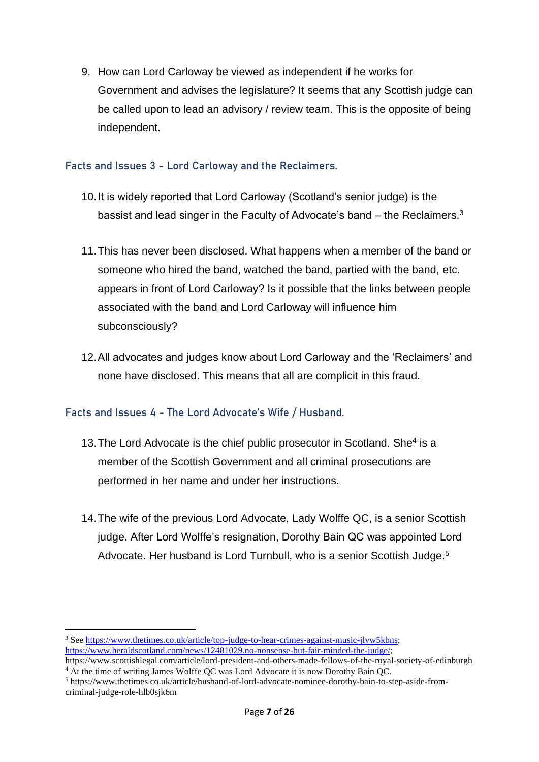9. How can Lord Carloway be viewed as independent if he works for Government and advises the legislature? It seems that any Scottish judge can be called upon to lead an advisory / review team. This is the opposite of being independent.

### Facts and Issues 3 - Lord Carloway and the Reclaimers.

10. It is widely reported that Lord Carloway (Scotland's senior judge) is the bassist and lead singer in the Faculty of Advocate's band – the Reclaimers.[3]

11. This has never been disclosed. What happens when a member of the band or someone who hired the band, watched the band, partied with the band, etc. appears in front of Lord Carloway? Is it possible that the links between people associated with the band and Lord Carloway will influence him subconsciously?

12. All advocates and judges know about Lord Carloway and the 'Reclaimers' and none have disclosed. This means that all are complicit in this fraud.

### Facts and Issues 4 - The Lord Advocate's Wife / Husband.

13. The Lord Advocate is the chief public prosecutor in Scotland. She[4] is a member of the Scottish Government and all criminal prosecutions are performed in her name and under her instructions.

14. The wife of the previous Lord Advocate, Lady Wolffe QC, is a senior Scottish judge. After Lord Wolffe's resignation, Dorothy Bain QC was appointed Lord Advocate. Her husband is Lord Turnbull, who is a senior Scottish Judge.[5]

---

[3] See https://www.thetimes.co.uk/article/top-judge-to-hear-crimes-against-music-jlvw5kbns; https://www.heraldscotland.com/news/12481029.no-nonsense-but-fair-minded-the-judge/; https://www.scottishlegal.com/article/lord-president-and-others-made-fellows-of-the-royal-society-of-edinburgh

[4] At the time of writing James Wolffe QC was Lord Advocate it is now Dorothy Bain QC.

[5] https://www.thetimes.co.uk/article/husband-of-lord-advocate-nominee-dorothy-bain-to-step-aside-from-criminal-judge-role-hlb0sjk6m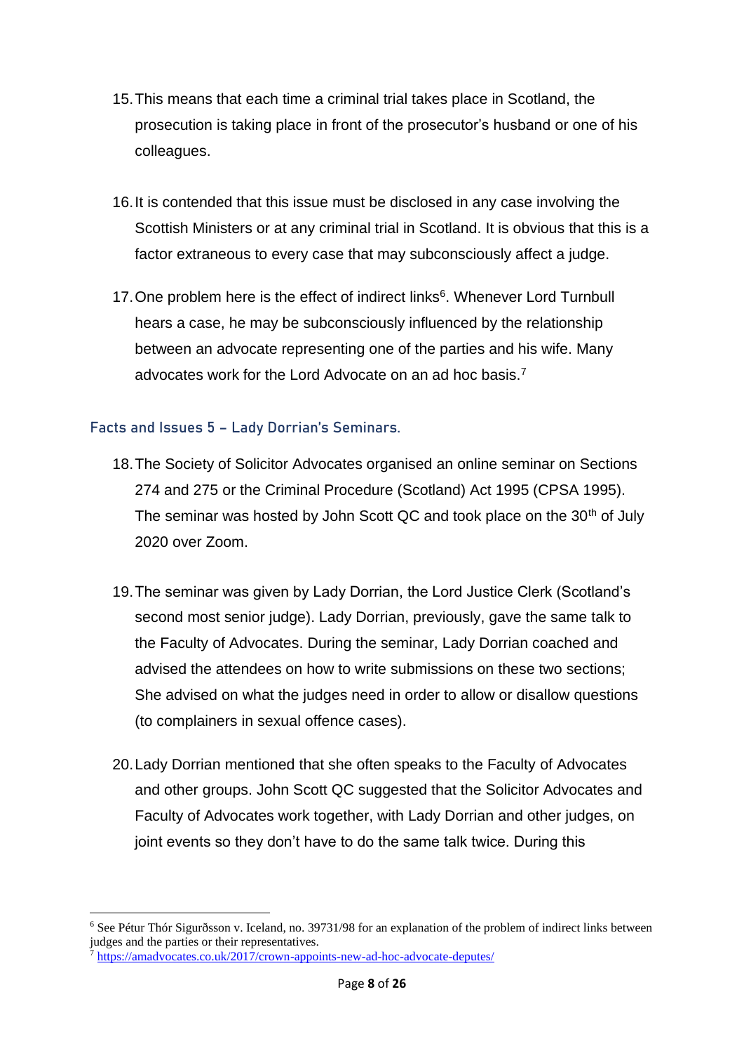15. This means that each time a criminal trial takes place in Scotland, the prosecution is taking place in front of the prosecutor's husband or one of his colleagues.

16. It is contended that this issue must be disclosed in any case involving the Scottish Ministers or at any criminal trial in Scotland. It is obvious that this is a factor extraneous to every case that may subconsciously affect a judge.

17. One problem here is the effect of indirect links[6]. Whenever Lord Turnbull hears a case, he may be subconsciously influenced by the relationship between an advocate representing one of the parties and his wife. Many advocates work for the Lord Advocate on an ad hoc basis.[7]

### Facts and Issues 5 – Lady Dorrian's Seminars.

18. The Society of Solicitor Advocates organised an online seminar on Sections 274 and 275 or the Criminal Procedure (Scotland) Act 1995 (CPSA 1995). The seminar was hosted by John Scott QC and took place on the 30th of July 2020 over Zoom.

19. The seminar was given by Lady Dorrian, the Lord Justice Clerk (Scotland's second most senior judge). Lady Dorrian, previously, gave the same talk to the Faculty of Advocates. During the seminar, Lady Dorrian coached and advised the attendees on how to write submissions on these two sections; She advised on what the judges need in order to allow or disallow questions (to complainers in sexual offence cases).

20. Lady Dorrian mentioned that she often speaks to the Faculty of Advocates and other groups. John Scott QC suggested that the Solicitor Advocates and Faculty of Advocates work together, with Lady Dorrian and other judges, on joint events so they don't have to do the same talk twice. During this

---

[6] See Pétur Thór Sigurðsson v. Iceland, no. 39731/98 for an explanation of the problem of indirect links between judges and the parties or their representatives.

[7] https://amadvocates.co.uk/2017/crown-appoints-new-ad-hoc-advocate-deputes/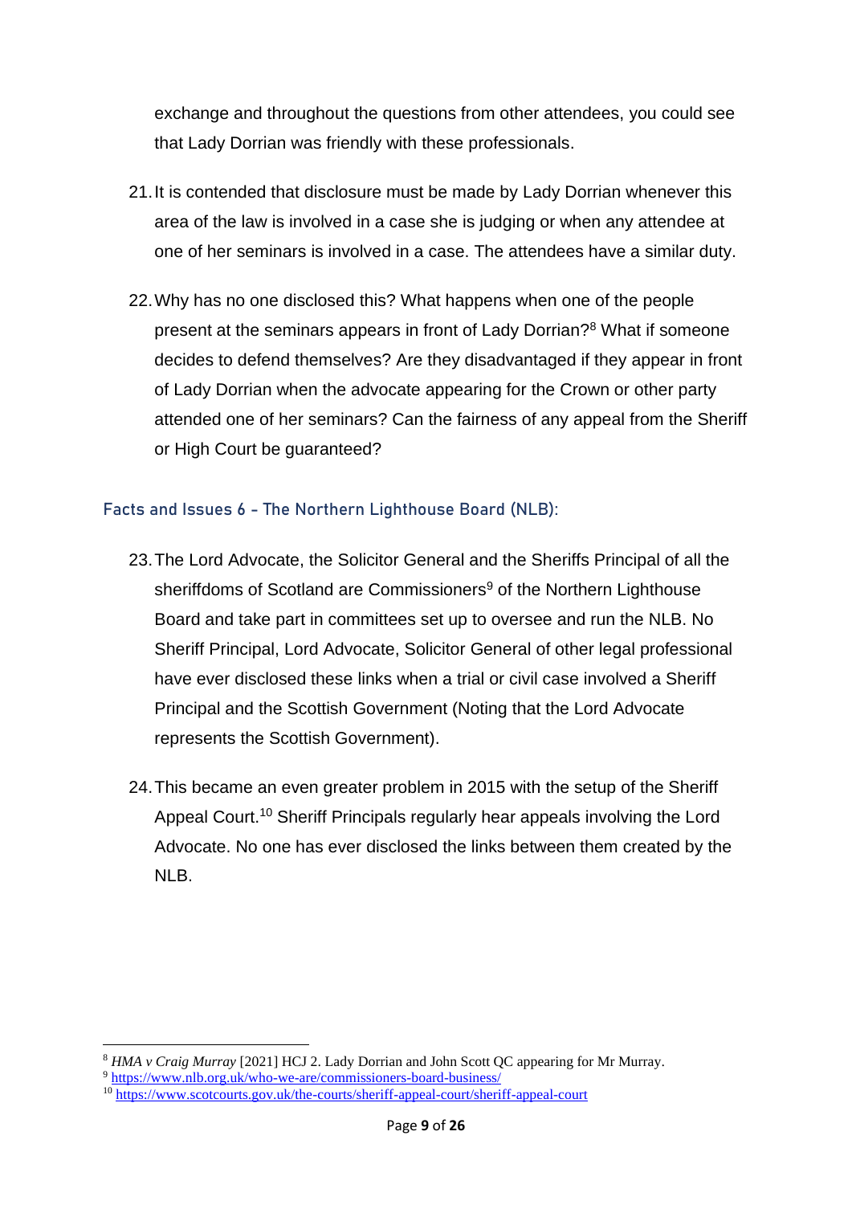exchange and throughout the questions from other attendees, you could see that Lady Dorrian was friendly with these professionals.

21. It is contended that disclosure must be made by Lady Dorrian whenever this area of the law is involved in a case she is judging or when any attendee at one of her seminars is involved in a case. The attendees have a similar duty.

22. Why has no one disclosed this? What happens when one of the people present at the seminars appears in front of Lady Dorrian?[8] What if someone decides to defend themselves? Are they disadvantaged if they appear in front of Lady Dorrian when the advocate appearing for the Crown or other party attended one of her seminars? Can the fairness of any appeal from the Sheriff or High Court be guaranteed?

### Facts and Issues 6 - The Northern Lighthouse Board (NLB):

23. The Lord Advocate, the Solicitor General and the Sheriffs Principal of all the sheriffdoms of Scotland are Commissioners[9] of the Northern Lighthouse Board and take part in committees set up to oversee and run the NLB. No Sheriff Principal, Lord Advocate, Solicitor General of other legal professional have ever disclosed these links when a trial or civil case involved a Sheriff Principal and the Scottish Government (Noting that the Lord Advocate represents the Scottish Government).

24. This became an even greater problem in 2015 with the setup of the Sheriff Appeal Court.[10] Sheriff Principals regularly hear appeals involving the Lord Advocate. No one has ever disclosed the links between them created by the NLB.

---

[8] *HMA v Craig Murray* [2021] HCJ 2. Lady Dorrian and John Scott QC appearing for Mr Murray.

[9] https://www.nlb.org.uk/who-we-are/commissioners-board-business/

[10] https://www.scotcourts.gov.uk/the-courts/sheriff-appeal-court/sheriff-appeal-court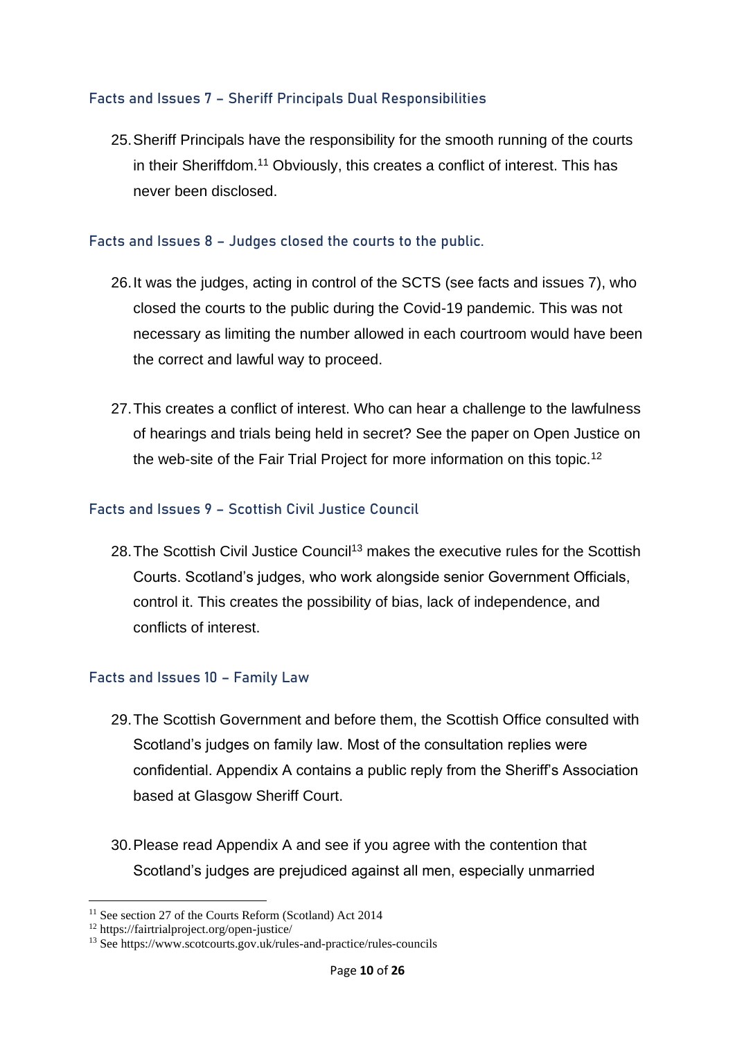### Facts and Issues 7 – Sheriff Principals Dual Responsibilities

25. Sheriff Principals have the responsibility for the smooth running of the courts in their Sheriffdom.[11] Obviously, this creates a conflict of interest. This has never been disclosed.

### Facts and Issues 8 – Judges closed the courts to the public.

26. It was the judges, acting in control of the SCTS (see facts and issues 7), who closed the courts to the public during the Covid-19 pandemic. This was not necessary as limiting the number allowed in each courtroom would have been the correct and lawful way to proceed.

27. This creates a conflict of interest. Who can hear a challenge to the lawfulness of hearings and trials being held in secret? See the paper on Open Justice on the web-site of the Fair Trial Project for more information on this topic.[12]

### Facts and Issues 9 – Scottish Civil Justice Council

28. The Scottish Civil Justice Council[13] makes the executive rules for the Scottish Courts. Scotland's judges, who work alongside senior Government Officials, control it. This creates the possibility of bias, lack of independence, and conflicts of interest.

### Facts and Issues 10 – Family Law

29. The Scottish Government and before them, the Scottish Office consulted with Scotland's judges on family law. Most of the consultation replies were confidential. Appendix A contains a public reply from the Sheriff's Association based at Glasgow Sheriff Court.

30. Please read Appendix A and see if you agree with the contention that Scotland's judges are prejudiced against all men, especially unmarried

---

[11] See section 27 of the Courts Reform (Scotland) Act 2014

[12] https://fairtrialproject.org/open-justice/

[13] See https://www.scotcourts.gov.uk/rules-and-practice/rules-councils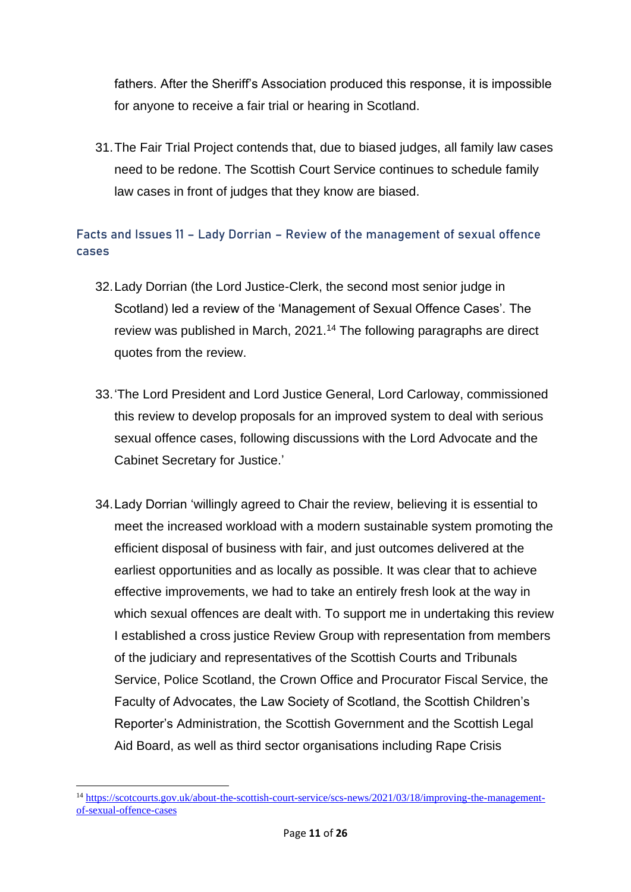fathers. After the Sheriff's Association produced this response, it is impossible for anyone to receive a fair trial or hearing in Scotland.

31. The Fair Trial Project contends that, due to biased judges, all family law cases need to be redone. The Scottish Court Service continues to schedule family law cases in front of judges that they know are biased.

### Facts and Issues 11 – Lady Dorrian – Review of the management of sexual offence cases

32. Lady Dorrian (the Lord Justice-Clerk, the second most senior judge in Scotland) led a review of the 'Management of Sexual Offence Cases'. The review was published in March, 2021.[14] The following paragraphs are direct quotes from the review.

33. 'The Lord President and Lord Justice General, Lord Carloway, commissioned this review to develop proposals for an improved system to deal with serious sexual offence cases, following discussions with the Lord Advocate and the Cabinet Secretary for Justice.'

34. Lady Dorrian 'willingly agreed to Chair the review, believing it is essential to meet the increased workload with a modern sustainable system promoting the efficient disposal of business with fair, and just outcomes delivered at the earliest opportunities and as locally as possible. It was clear that to achieve effective improvements, we had to take an entirely fresh look at the way in which sexual offences are dealt with. To support me in undertaking this review I established a cross justice Review Group with representation from members of the judiciary and representatives of the Scottish Courts and Tribunals Service, Police Scotland, the Crown Office and Procurator Fiscal Service, the Faculty of Advocates, the Law Society of Scotland, the Scottish Children's Reporter's Administration, the Scottish Government and the Scottish Legal Aid Board, as well as third sector organisations including Rape Crisis

---

[14] https://scotcourts.gov.uk/about-the-scottish-court-service/scs-news/2021/03/18/improving-the-management-of-sexual-offence-cases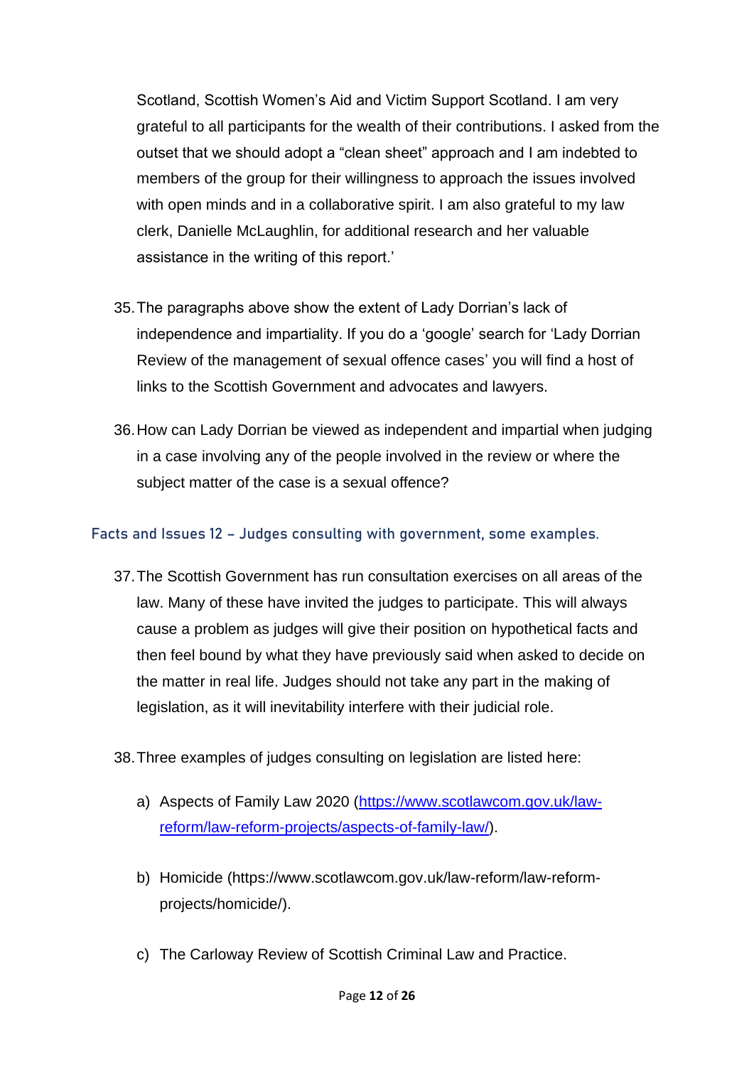Scotland, Scottish Women's Aid and Victim Support Scotland. I am very grateful to all participants for the wealth of their contributions. I asked from the outset that we should adopt a "clean sheet" approach and I am indebted to members of the group for their willingness to approach the issues involved with open minds and in a collaborative spirit. I am also grateful to my law clerk, Danielle McLaughlin, for additional research and her valuable assistance in the writing of this report.'

35. The paragraphs above show the extent of Lady Dorrian's lack of independence and impartiality. If you do a 'google' search for 'Lady Dorrian Review of the management of sexual offence cases' you will find a host of links to the Scottish Government and advocates and lawyers.

36. How can Lady Dorrian be viewed as independent and impartial when judging in a case involving any of the people involved in the review or where the subject matter of the case is a sexual offence?

### Facts and Issues 12 – Judges consulting with government, some examples.

37. The Scottish Government has run consultation exercises on all areas of the law. Many of these have invited the judges to participate. This will always cause a problem as judges will give their position on hypothetical facts and then feel bound by what they have previously said when asked to decide on the matter in real life. Judges should not take any part in the making of legislation, as it will inevitability interfere with their judicial role.

38. Three examples of judges consulting on legislation are listed here:

    a) Aspects of Family Law 2020 ([https://www.scotlawcom.gov.uk/law-reform/law-reform-projects/aspects-of-family-law/](https://www.scotlawcom.gov.uk/law-reform/law-reform-projects/aspects-of-family-law/)).

    b) Homicide (https://www.scotlawcom.gov.uk/law-reform/law-reform-projects/homicide/).

    c) The Carloway Review of Scottish Criminal Law and Practice.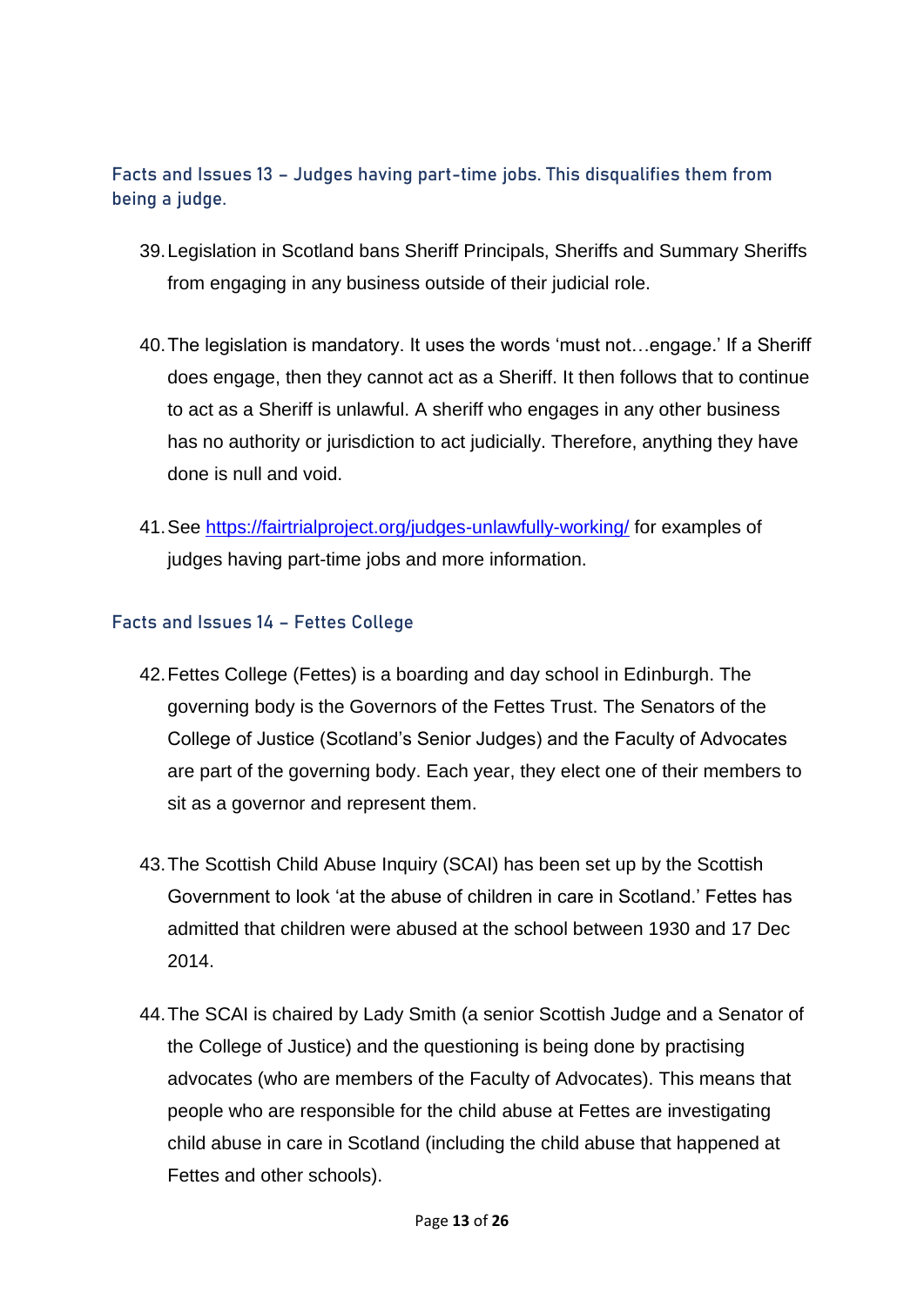### Facts and Issues 13 – Judges having part-time jobs. This disqualifies them from being a judge.

39. Legislation in Scotland bans Sheriff Principals, Sheriffs and Summary Sheriffs from engaging in any business outside of their judicial role.

40. The legislation is mandatory. It uses the words 'must not…engage.' If a Sheriff does engage, then they cannot act as a Sheriff. It then follows that to continue to act as a Sheriff is unlawful. A sheriff who engages in any other business has no authority or jurisdiction to act judicially. Therefore, anything they have done is null and void.

41. See [https://fairtrialproject.org/judges-unlawfully-working/](https://fairtrialproject.org/judges-unlawfully-working/) for examples of judges having part-time jobs and more information.

### Facts and Issues 14 – Fettes College

42. Fettes College (Fettes) is a boarding and day school in Edinburgh. The governing body is the Governors of the Fettes Trust. The Senators of the College of Justice (Scotland's Senior Judges) and the Faculty of Advocates are part of the governing body. Each year, they elect one of their members to sit as a governor and represent them.

43. The Scottish Child Abuse Inquiry (SCAI) has been set up by the Scottish Government to look 'at the abuse of children in care in Scotland.' Fettes has admitted that children were abused at the school between 1930 and 17 Dec 2014.

44. The SCAI is chaired by Lady Smith (a senior Scottish Judge and a Senator of the College of Justice) and the questioning is being done by practising advocates (who are members of the Faculty of Advocates). This means that people who are responsible for the child abuse at Fettes are investigating child abuse in care in Scotland (including the child abuse that happened at Fettes and other schools).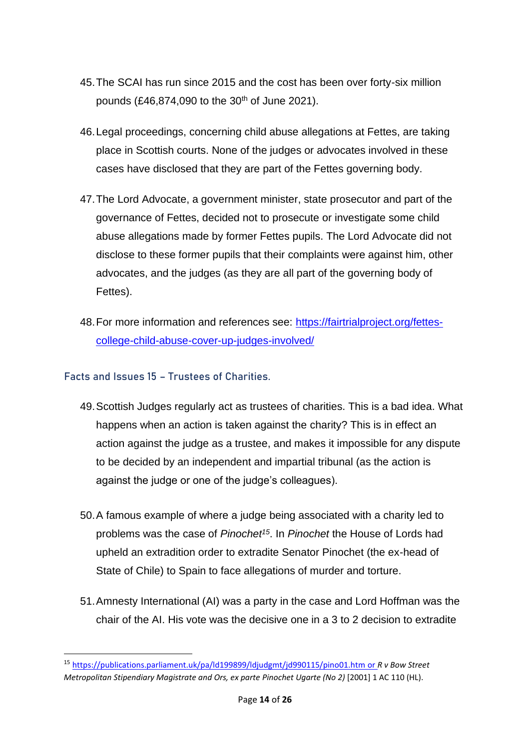45. The SCAI has run since 2015 and the cost has been over forty-six million pounds (£46,874,090 to the 30th of June 2021).

46. Legal proceedings, concerning child abuse allegations at Fettes, are taking place in Scottish courts. None of the judges or advocates involved in these cases have disclosed that they are part of the Fettes governing body.

47. The Lord Advocate, a government minister, state prosecutor and part of the governance of Fettes, decided not to prosecute or investigate some child abuse allegations made by former Fettes pupils. The Lord Advocate did not disclose to these former pupils that their complaints were against him, other advocates, and the judges (as they are all part of the governing body of Fettes).

48. For more information and references see: [https://fairtrialproject.org/fettes-college-child-abuse-cover-up-judges-involved/](https://fairtrialproject.org/fettes-college-child-abuse-cover-up-judges-involved/)

### Facts and Issues 15 – Trustees of Charities.

49. Scottish Judges regularly act as trustees of charities. This is a bad idea. What happens when an action is taken against the charity? This is in effect an action against the judge as a trustee, and makes it impossible for any dispute to be decided by an independent and impartial tribunal (as the action is against the judge or one of the judge's colleagues).

50. A famous example of where a judge being associated with a charity led to problems was the case of *Pinochet*[15]. In *Pinochet* the House of Lords had upheld an extradition order to extradite Senator Pinochet (the ex-head of State of Chile) to Spain to face allegations of murder and torture.

51. Amnesty International (AI) was a party in the case and Lord Hoffman was the chair of the AI. His vote was the decisive one in a 3 to 2 decision to extradite

---

[15] https://publications.parliament.uk/pa/ld199899/ldjudgmt/jd990115/pino01.htm or *R v Bow Street Metropolitan Stipendiary Magistrate and Ors, ex parte Pinochet Ugarte (No 2)* [2001] 1 AC 110 (HL).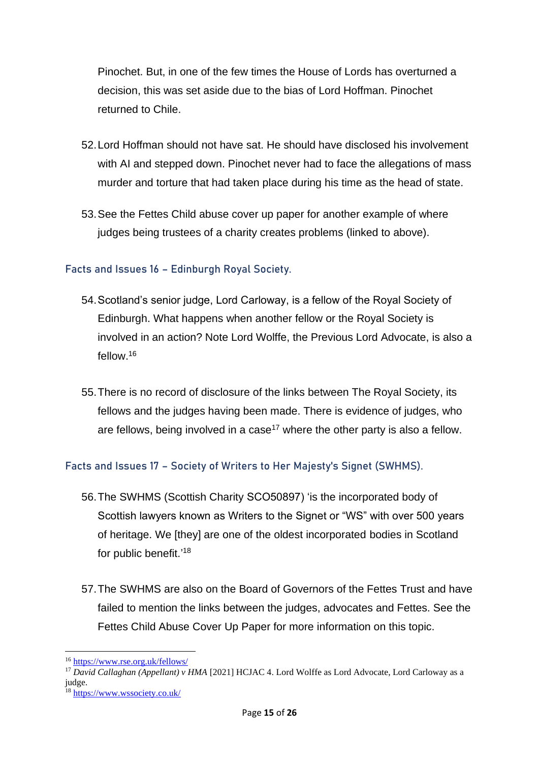Pinochet. But, in one of the few times the House of Lords has overturned a decision, this was set aside due to the bias of Lord Hoffman. Pinochet returned to Chile.

52. Lord Hoffman should not have sat. He should have disclosed his involvement with AI and stepped down. Pinochet never had to face the allegations of mass murder and torture that had taken place during his time as the head of state.

53. See the Fettes Child abuse cover up paper for another example of where judges being trustees of a charity creates problems (linked to above).

### Facts and Issues 16 – Edinburgh Royal Society.

54. Scotland's senior judge, Lord Carloway, is a fellow of the Royal Society of Edinburgh. What happens when another fellow or the Royal Society is involved in an action? Note Lord Wolffe, the Previous Lord Advocate, is also a fellow.[16]

55. There is no record of disclosure of the links between The Royal Society, its fellows and the judges having been made. There is evidence of judges, who are fellows, being involved in a case[17] where the other party is also a fellow.

### Facts and Issues 17 – Society of Writers to Her Majesty's Signet (SWHMS).

56. The SWHMS (Scottish Charity SCO50897) 'is the incorporated body of Scottish lawyers known as Writers to the Signet or "WS" with over 500 years of heritage. We [they] are one of the oldest incorporated bodies in Scotland for public benefit.'[18]

57. The SWHMS are also on the Board of Governors of the Fettes Trust and have failed to mention the links between the judges, advocates and Fettes. See the Fettes Child Abuse Cover Up Paper for more information on this topic.

---

[16] https://www.rse.org.uk/fellows/

[17] *David Callaghan (Appellant) v HMA* [2021] HCJAC 4. Lord Wolffe as Lord Advocate, Lord Carloway as a judge.

[18] https://www.wssociety.co.uk/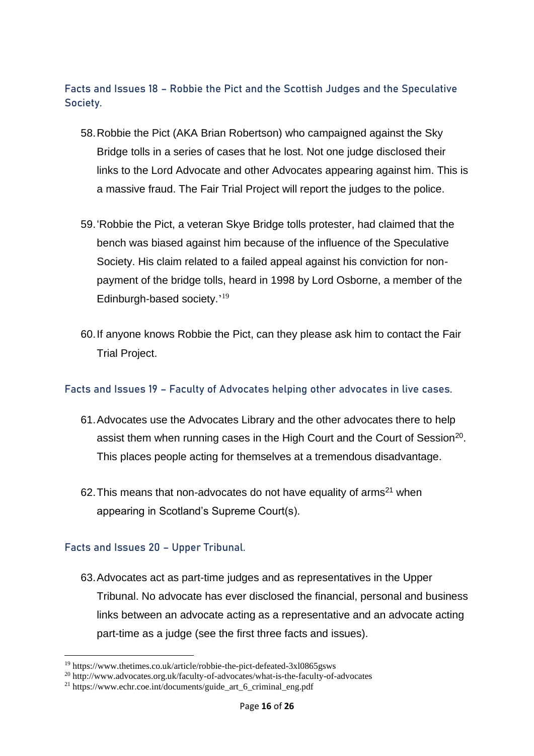## Facts and Issues 18 – Robbie the Pict and the Scottish Judges and the Speculative Society.

58. Robbie the Pict (AKA Brian Robertson) who campaigned against the Sky Bridge tolls in a series of cases that he lost. Not one judge disclosed their links to the Lord Advocate and other Advocates appearing against him. This is a massive fraud. The Fair Trial Project will report the judges to the police.

59. 'Robbie the Pict, a veteran Skye Bridge tolls protester, had claimed that the bench was biased against him because of the influence of the Speculative Society. His claim related to a failed appeal against his conviction for non-payment of the bridge tolls, heard in 1998 by Lord Osborne, a member of the Edinburgh-based society.'[19]

60. If anyone knows Robbie the Pict, can they please ask him to contact the Fair Trial Project.

## Facts and Issues 19 – Faculty of Advocates helping other advocates in live cases.

61. Advocates use the Advocates Library and the other advocates there to help assist them when running cases in the High Court and the Court of Session[20]. This places people acting for themselves at a tremendous disadvantage.

62. This means that non-advocates do not have equality of arms[21] when appearing in Scotland's Supreme Court(s).

## Facts and Issues 20 – Upper Tribunal.

63. Advocates act as part-time judges and as representatives in the Upper Tribunal. No advocate has ever disclosed the financial, personal and business links between an advocate acting as a representative and an advocate acting part-time as a judge (see the first three facts and issues).

---

[19] https://www.thetimes.co.uk/article/robbie-the-pict-defeated-3xl0865gsws

[20] http://www.advocates.org.uk/faculty-of-advocates/what-is-the-faculty-of-advocates

[21] https://www.echr.coe.int/documents/guide_art_6_criminal_eng.pdf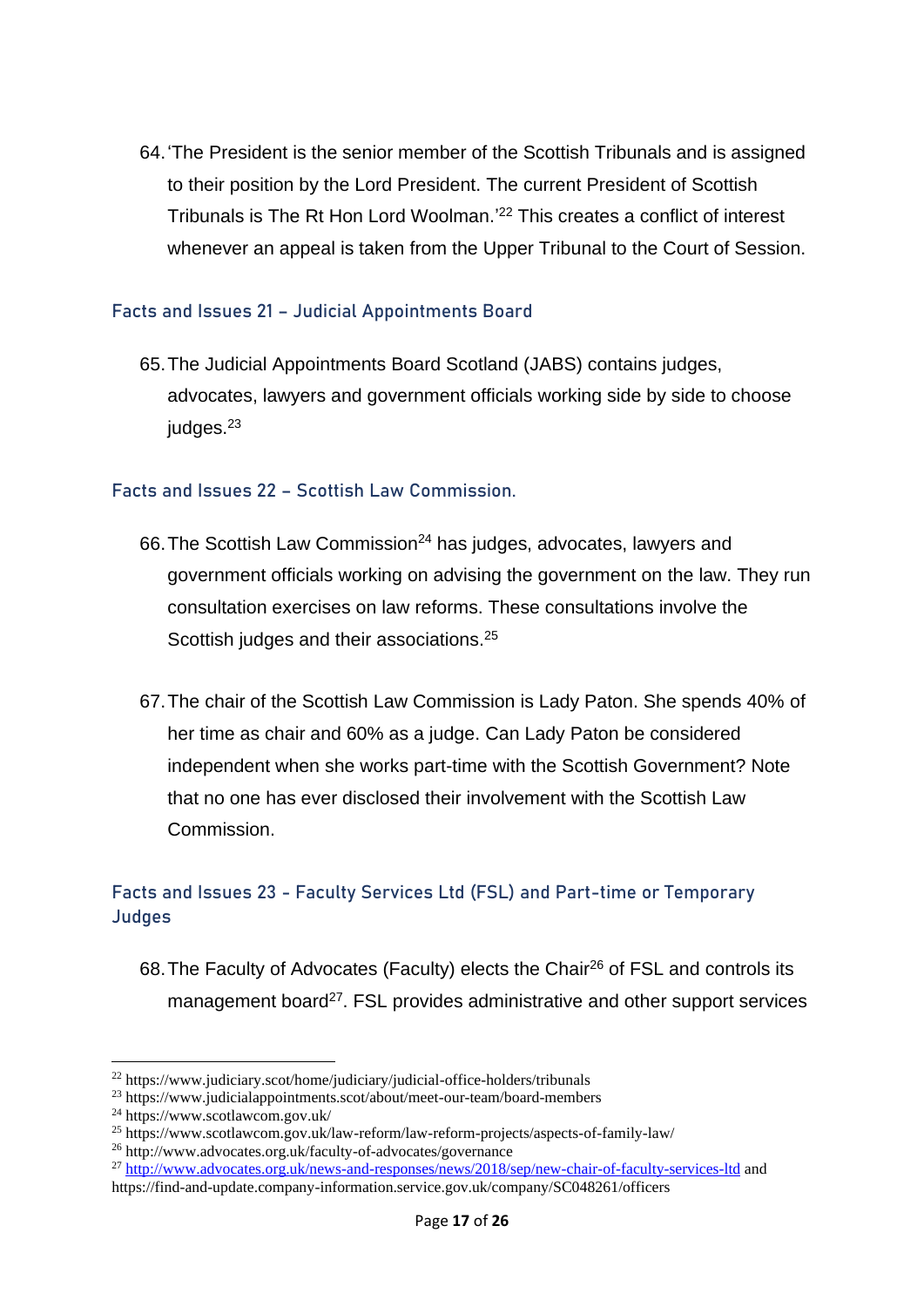64. 'The President is the senior member of the Scottish Tribunals and is assigned to their position by the Lord President. The current President of Scottish Tribunals is The Rt Hon Lord Woolman.'[22] This creates a conflict of interest whenever an appeal is taken from the Upper Tribunal to the Court of Session.

### Facts and Issues 21 – Judicial Appointments Board

65. The Judicial Appointments Board Scotland (JABS) contains judges, advocates, lawyers and government officials working side by side to choose judges.[23]

### Facts and Issues 22 – Scottish Law Commission.

66. The Scottish Law Commission[24] has judges, advocates, lawyers and government officials working on advising the government on the law. They run consultation exercises on law reforms. These consultations involve the Scottish judges and their associations.[25]

67. The chair of the Scottish Law Commission is Lady Paton. She spends 40% of her time as chair and 60% as a judge. Can Lady Paton be considered independent when she works part-time with the Scottish Government? Note that no one has ever disclosed their involvement with the Scottish Law Commission.

### Facts and Issues 23 - Faculty Services Ltd (FSL) and Part-time or Temporary Judges

68. The Faculty of Advocates (Faculty) elects the Chair[26] of FSL and controls its management board[27]. FSL provides administrative and other support services

---

[22] https://www.judiciary.scot/home/judiciary/judicial-office-holders/tribunals
[23] https://www.judicialappointments.scot/about/meet-our-team/board-members
[24] https://www.scotlawcom.gov.uk/
[25] https://www.scotlawcom.gov.uk/law-reform/law-reform-projects/aspects-of-family-law/
[26] http://www.advocates.org.uk/faculty-of-advocates/governance
[27] http://www.advocates.org.uk/news-and-responses/news/2018/sep/new-chair-of-faculty-services-ltd and https://find-and-update.company-information.service.gov.uk/company/SC048261/officers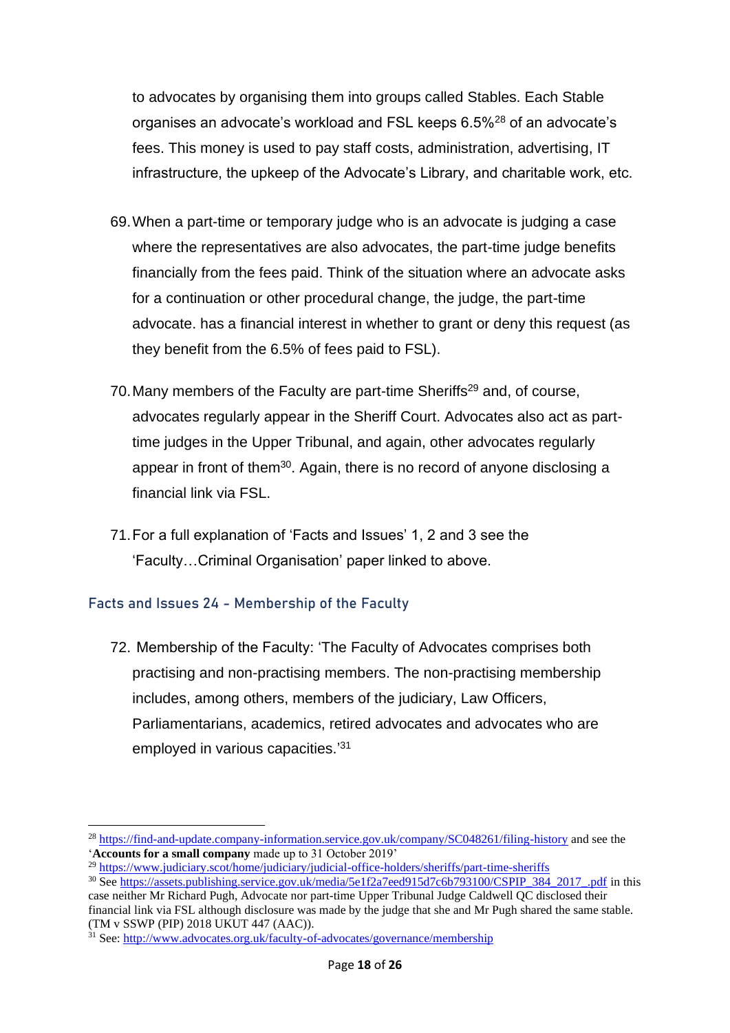to advocates by organising them into groups called Stables. Each Stable organises an advocate's workload and FSL keeps 6.5%[28] of an advocate's fees. This money is used to pay staff costs, administration, advertising, IT infrastructure, the upkeep of the Advocate's Library, and charitable work, etc.

69. When a part-time or temporary judge who is an advocate is judging a case where the representatives are also advocates, the part-time judge benefits financially from the fees paid. Think of the situation where an advocate asks for a continuation or other procedural change, the judge, the part-time advocate. has a financial interest in whether to grant or deny this request (as they benefit from the 6.5% of fees paid to FSL).

70. Many members of the Faculty are part-time Sheriffs[29] and, of course, advocates regularly appear in the Sheriff Court. Advocates also act as part-time judges in the Upper Tribunal, and again, other advocates regularly appear in front of them[30]. Again, there is no record of anyone disclosing a financial link via FSL.

71. For a full explanation of 'Facts and Issues' 1, 2 and 3 see the 'Faculty…Criminal Organisation' paper linked to above.

### Facts and Issues 24 - Membership of the Faculty

72. Membership of the Faculty: 'The Faculty of Advocates comprises both practising and non-practising members. The non-practising membership includes, among others, members of the judiciary, Law Officers, Parliamentarians, academics, retired advocates and advocates who are employed in various capacities.'[31]

---

[28] https://find-and-update.company-information.service.gov.uk/company/SC048261/filing-history and see the '**Accounts for a small company** made up to 31 October 2019'

[29] https://www.judiciary.scot/home/judiciary/judicial-office-holders/sheriffs/part-time-sheriffs

[30] See https://assets.publishing.service.gov.uk/media/5e1f2a7eed915d7c6b793100/CSPIP_384_2017_.pdf in this case neither Mr Richard Pugh, Advocate nor part-time Upper Tribunal Judge Caldwell QC disclosed their financial link via FSL although disclosure was made by the judge that she and Mr Pugh shared the same stable. (TM v SSWP (PIP) 2018 UKUT 447 (AAC)).

[31] See: http://www.advocates.org.uk/faculty-of-advocates/governance/membership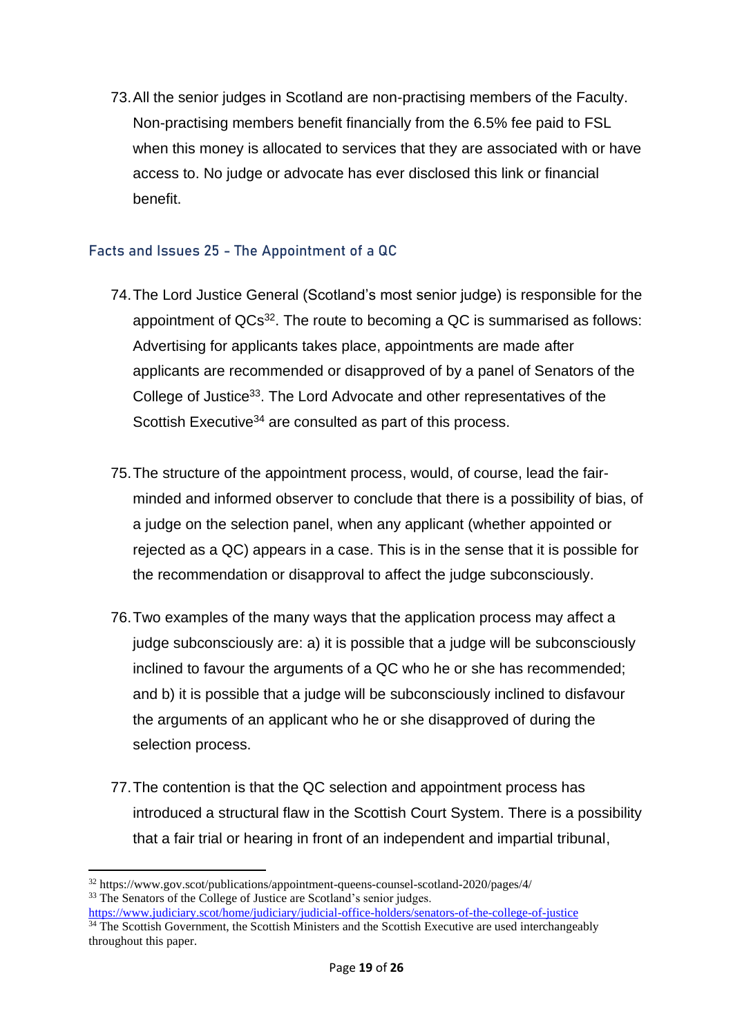73. All the senior judges in Scotland are non-practising members of the Faculty. Non-practising members benefit financially from the 6.5% fee paid to FSL when this money is allocated to services that they are associated with or have access to. No judge or advocate has ever disclosed this link or financial benefit.

### Facts and Issues 25 - The Appointment of a QC

74. The Lord Justice General (Scotland's most senior judge) is responsible for the appointment of QCs[32]. The route to becoming a QC is summarised as follows: Advertising for applicants takes place, appointments are made after applicants are recommended or disapproved of by a panel of Senators of the College of Justice[33]. The Lord Advocate and other representatives of the Scottish Executive[34] are consulted as part of this process.

75. The structure of the appointment process, would, of course, lead the fair-minded and informed observer to conclude that there is a possibility of bias, of a judge on the selection panel, when any applicant (whether appointed or rejected as a QC) appears in a case. This is in the sense that it is possible for the recommendation or disapproval to affect the judge subconsciously.

76. Two examples of the many ways that the application process may affect a judge subconsciously are: a) it is possible that a judge will be subconsciously inclined to favour the arguments of a QC who he or she has recommended; and b) it is possible that a judge will be subconsciously inclined to disfavour the arguments of an applicant who he or she disapproved of during the selection process.

77. The contention is that the QC selection and appointment process has introduced a structural flaw in the Scottish Court System. There is a possibility that a fair trial or hearing in front of an independent and impartial tribunal,

---

[32] https://www.gov.scot/publications/appointment-queens-counsel-scotland-2020/pages/4/

[33] The Senators of the College of Justice are Scotland's senior judges. https://www.judiciary.scot/home/judiciary/judicial-office-holders/senators-of-the-college-of-justice

[34] The Scottish Government, the Scottish Ministers and the Scottish Executive are used interchangeably throughout this paper.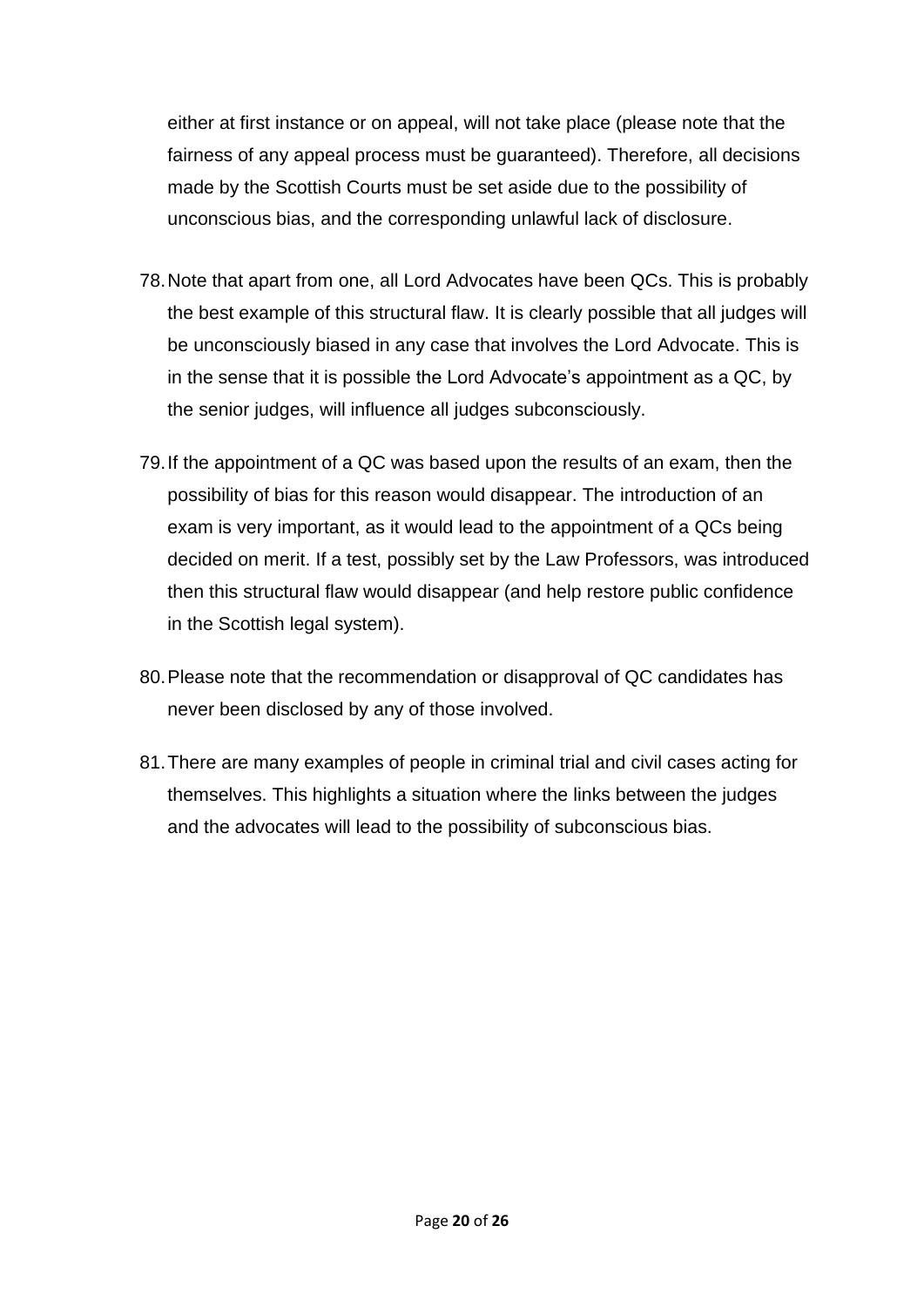either at first instance or on appeal, will not take place (please note that the fairness of any appeal process must be guaranteed). Therefore, all decisions made by the Scottish Courts must be set aside due to the possibility of unconscious bias, and the corresponding unlawful lack of disclosure.

78. Note that apart from one, all Lord Advocates have been QCs. This is probably the best example of this structural flaw. It is clearly possible that all judges will be unconsciously biased in any case that involves the Lord Advocate. This is in the sense that it is possible the Lord Advocate's appointment as a QC, by the senior judges, will influence all judges subconsciously.

79. If the appointment of a QC was based upon the results of an exam, then the possibility of bias for this reason would disappear. The introduction of an exam is very important, as it would lead to the appointment of a QCs being decided on merit. If a test, possibly set by the Law Professors, was introduced then this structural flaw would disappear (and help restore public confidence in the Scottish legal system).

80. Please note that the recommendation or disapproval of QC candidates has never been disclosed by any of those involved.

81. There are many examples of people in criminal trial and civil cases acting for themselves. This highlights a situation where the links between the judges and the advocates will lead to the possibility of subconscious bias.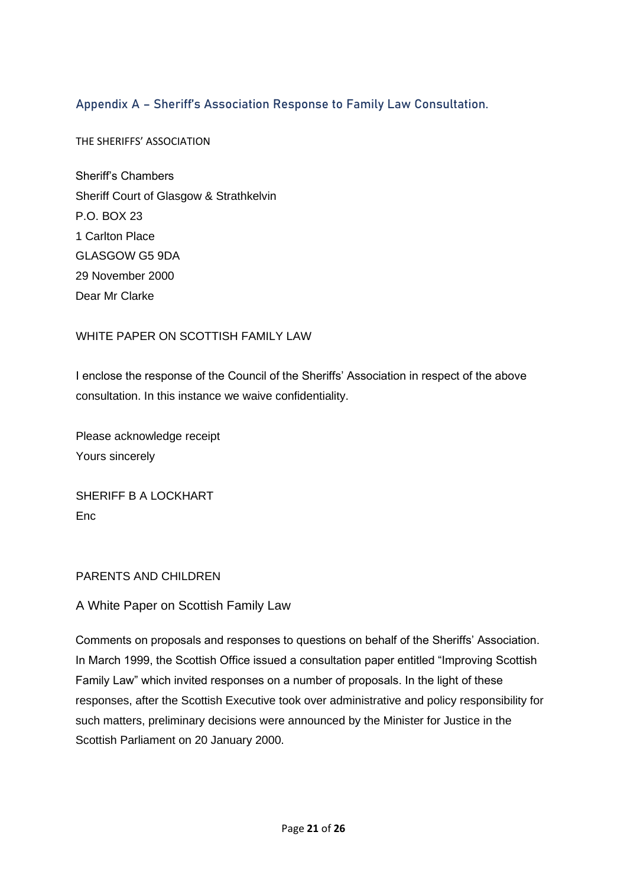## Appendix A – Sheriff's Association Response to Family Law Consultation.

THE SHERIFFS' ASSOCIATION

Sheriff's Chambers
Sheriff Court of Glasgow & Strathkelvin
P.O. BOX 23
1 Carlton Place
GLASGOW G5 9DA
29 November 2000
Dear Mr Clarke

WHITE PAPER ON SCOTTISH FAMILY LAW

I enclose the response of the Council of the Sheriffs' Association in respect of the above consultation. In this instance we waive confidentiality.

Please acknowledge receipt
Yours sincerely

SHERIFF B A LOCKHART
Enc

PARENTS AND CHILDREN

A White Paper on Scottish Family Law

Comments on proposals and responses to questions on behalf of the Sheriffs' Association. In March 1999, the Scottish Office issued a consultation paper entitled "Improving Scottish Family Law" which invited responses on a number of proposals. In the light of these responses, after the Scottish Executive took over administrative and policy responsibility for such matters, preliminary decisions were announced by the Minister for Justice in the Scottish Parliament on 20 January 2000.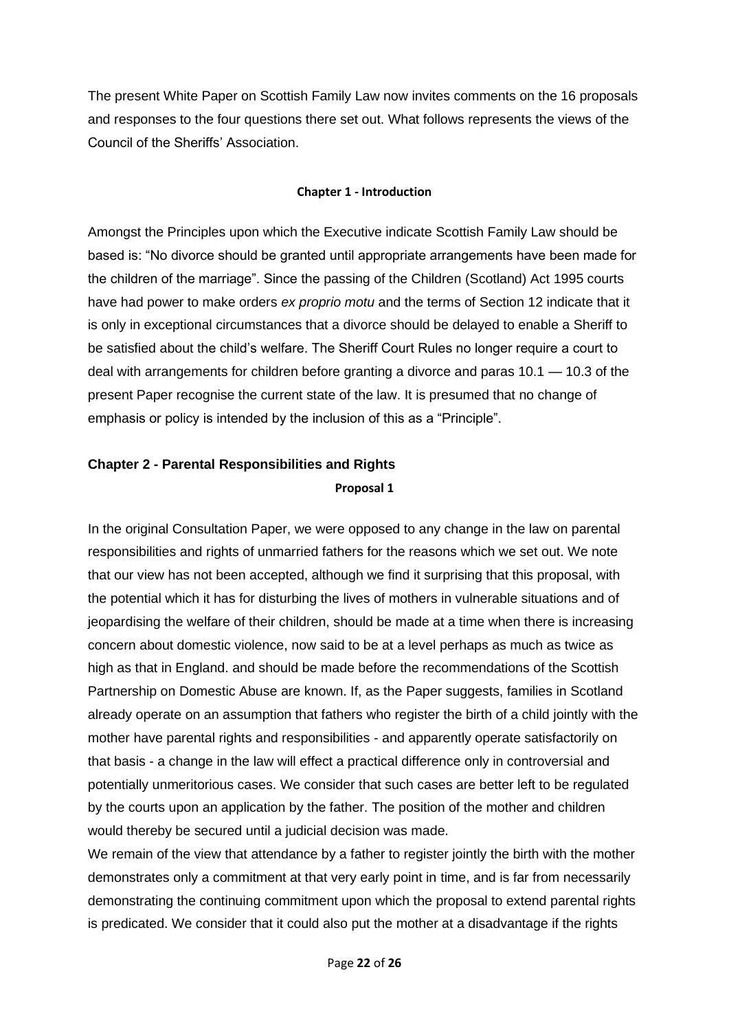The present White Paper on Scottish Family Law now invites comments on the 16 proposals and responses to the four questions there set out. What follows represents the views of the Council of the Sheriffs' Association.

### Chapter 1 - Introduction

Amongst the Principles upon which the Executive indicate Scottish Family Law should be based is: "No divorce should be granted until appropriate arrangements have been made for the children of the marriage". Since the passing of the Children (Scotland) Act 1995 courts have had power to make orders *ex proprio motu* and the terms of Section 12 indicate that it is only in exceptional circumstances that a divorce should be delayed to enable a Sheriff to be satisfied about the child's welfare. The Sheriff Court Rules no longer require a court to deal with arrangements for children before granting a divorce and paras 10.1 — 10.3 of the present Paper recognise the current state of the law. It is presumed that no change of emphasis or policy is intended by the inclusion of this as a "Principle".

## Chapter 2 - Parental Responsibilities and Rights

### Proposal 1

In the original Consultation Paper, we were opposed to any change in the law on parental responsibilities and rights of unmarried fathers for the reasons which we set out. We note that our view has not been accepted, although we find it surprising that this proposal, with the potential which it has for disturbing the lives of mothers in vulnerable situations and of jeopardising the welfare of their children, should be made at a time when there is increasing concern about domestic violence, now said to be at a level perhaps as much as twice as high as that in England. and should be made before the recommendations of the Scottish Partnership on Domestic Abuse are known. If, as the Paper suggests, families in Scotland already operate on an assumption that fathers who register the birth of a child jointly with the mother have parental rights and responsibilities - and apparently operate satisfactorily on that basis - a change in the law will effect a practical difference only in controversial and potentially unmeritorious cases. We consider that such cases are better left to be regulated by the courts upon an application by the father. The position of the mother and children would thereby be secured until a judicial decision was made.

We remain of the view that attendance by a father to register jointly the birth with the mother demonstrates only a commitment at that very early point in time, and is far from necessarily demonstrating the continuing commitment upon which the proposal to extend parental rights is predicated. We consider that it could also put the mother at a disadvantage if the rights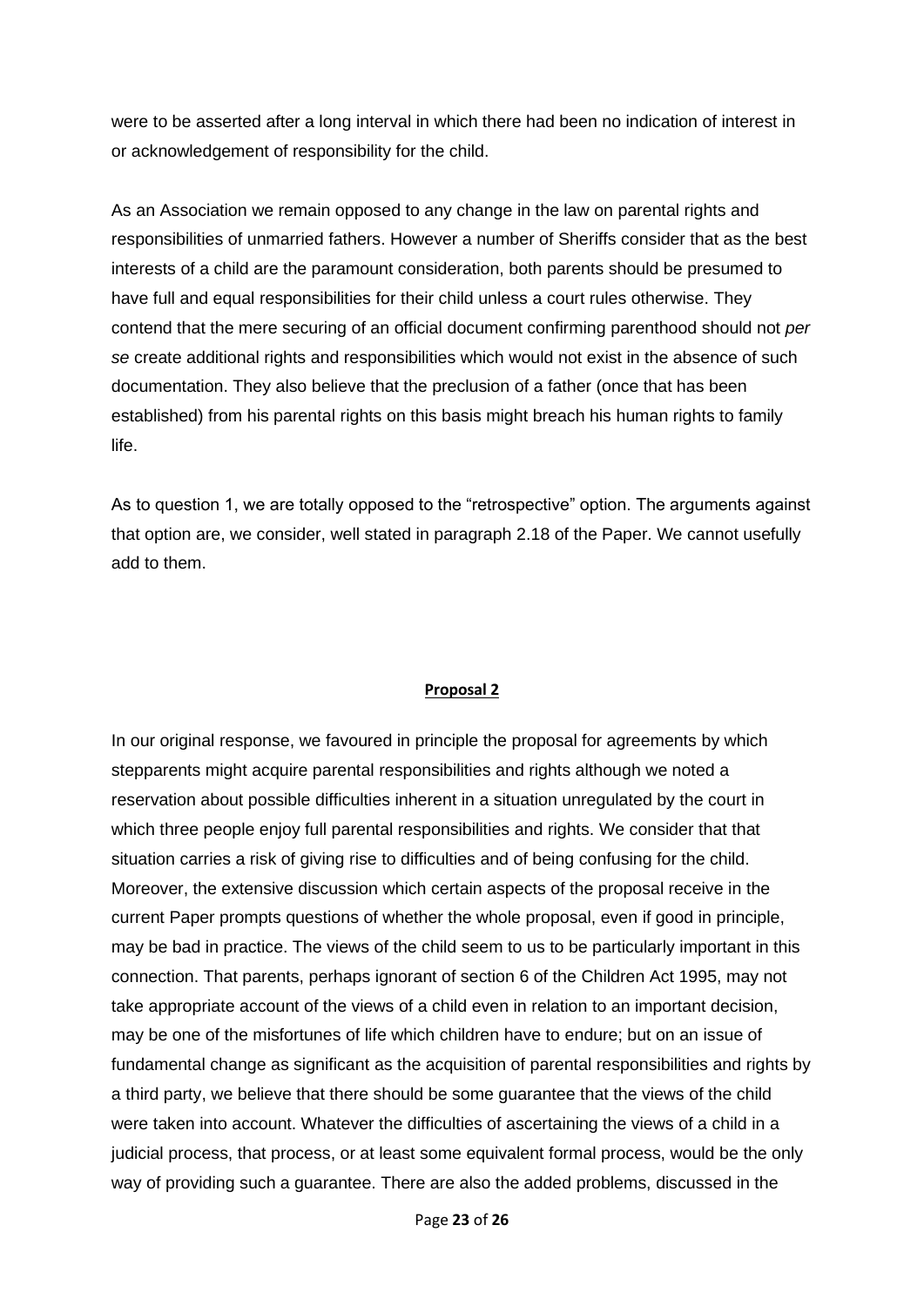were to be asserted after a long interval in which there had been no indication of interest in or acknowledgement of responsibility for the child.

As an Association we remain opposed to any change in the law on parental rights and responsibilities of unmarried fathers. However a number of Sheriffs consider that as the best interests of a child are the paramount consideration, both parents should be presumed to have full and equal responsibilities for their child unless a court rules otherwise. They contend that the mere securing of an official document confirming parenthood should not *per se* create additional rights and responsibilities which would not exist in the absence of such documentation. They also believe that the preclusion of a father (once that has been established) from his parental rights on this basis might breach his human rights to family life.

As to question 1, we are totally opposed to the "retrospective" option. The arguments against that option are, we consider, well stated in paragraph 2.18 of the Paper. We cannot usefully add to them.

**Proposal 2**

In our original response, we favoured in principle the proposal for agreements by which stepparents might acquire parental responsibilities and rights although we noted a reservation about possible difficulties inherent in a situation unregulated by the court in which three people enjoy full parental responsibilities and rights. We consider that that situation carries a risk of giving rise to difficulties and of being confusing for the child. Moreover, the extensive discussion which certain aspects of the proposal receive in the current Paper prompts questions of whether the whole proposal, even if good in principle, may be bad in practice. The views of the child seem to us to be particularly important in this connection. That parents, perhaps ignorant of section 6 of the Children Act 1995, may not take appropriate account of the views of a child even in relation to an important decision, may be one of the misfortunes of life which children have to endure; but on an issue of fundamental change as significant as the acquisition of parental responsibilities and rights by a third party, we believe that there should be some guarantee that the views of the child were taken into account. Whatever the difficulties of ascertaining the views of a child in a judicial process, that process, or at least some equivalent formal process, would be the only way of providing such a guarantee. There are also the added problems, discussed in the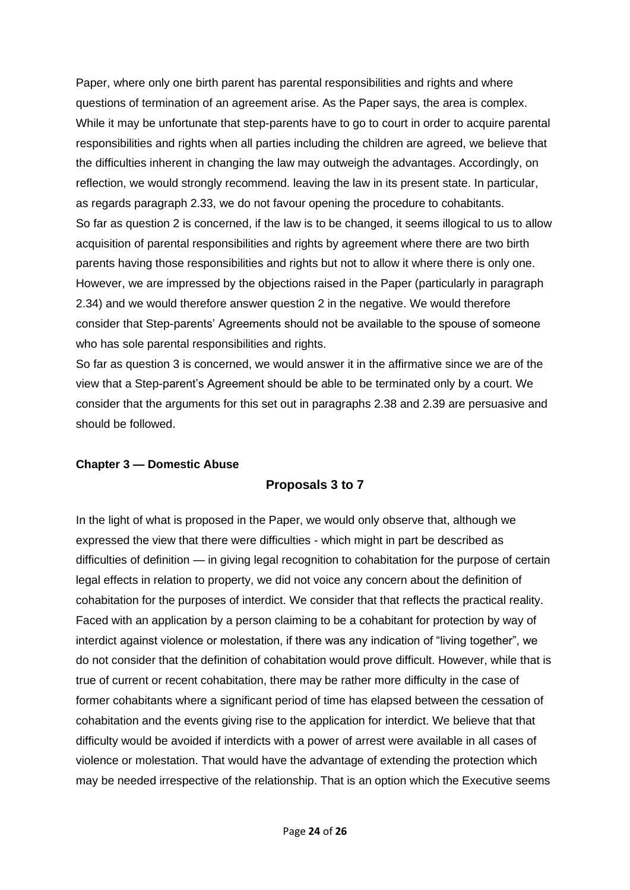Paper, where only one birth parent has parental responsibilities and rights and where questions of termination of an agreement arise. As the Paper says, the area is complex. While it may be unfortunate that step-parents have to go to court in order to acquire parental responsibilities and rights when all parties including the children are agreed, we believe that the difficulties inherent in changing the law may outweigh the advantages. Accordingly, on reflection, we would strongly recommend. leaving the law in its present state. In particular, as regards paragraph 2.33, we do not favour opening the procedure to cohabitants.

So far as question 2 is concerned, if the law is to be changed, it seems illogical to us to allow acquisition of parental responsibilities and rights by agreement where there are two birth parents having those responsibilities and rights but not to allow it where there is only one. However, we are impressed by the objections raised in the Paper (particularly in paragraph 2.34) and we would therefore answer question 2 in the negative. We would therefore consider that Step-parents' Agreements should not be available to the spouse of someone who has sole parental responsibilities and rights.

So far as question 3 is concerned, we would answer it in the affirmative since we are of the view that a Step-parent's Agreement should be able to be terminated only by a court. We consider that the arguments for this set out in paragraphs 2.38 and 2.39 are persuasive and should be followed.

**Chapter 3 — Domestic Abuse**

### Proposals 3 to 7

In the light of what is proposed in the Paper, we would only observe that, although we expressed the view that there were difficulties - which might in part be described as difficulties of definition — in giving legal recognition to cohabitation for the purpose of certain legal effects in relation to property, we did not voice any concern about the definition of cohabitation for the purposes of interdict. We consider that that reflects the practical reality. Faced with an application by a person claiming to be a cohabitant for protection by way of interdict against violence or molestation, if there was any indication of "living together", we do not consider that the definition of cohabitation would prove difficult. However, while that is true of current or recent cohabitation, there may be rather more difficulty in the case of former cohabitants where a significant period of time has elapsed between the cessation of cohabitation and the events giving rise to the application for interdict. We believe that that difficulty would be avoided if interdicts with a power of arrest were available in all cases of violence or molestation. That would have the advantage of extending the protection which may be needed irrespective of the relationship. That is an option which the Executive seems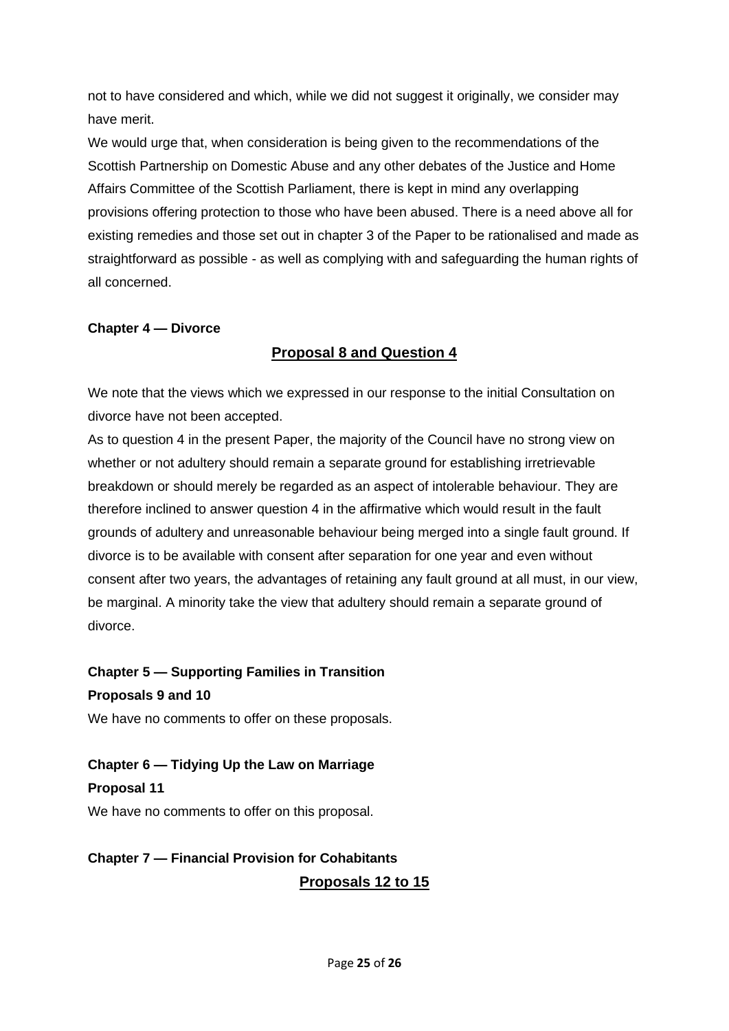not to have considered and which, while we did not suggest it originally, we consider may have merit.

We would urge that, when consideration is being given to the recommendations of the Scottish Partnership on Domestic Abuse and any other debates of the Justice and Home Affairs Committee of the Scottish Parliament, there is kept in mind any overlapping provisions offering protection to those who have been abused. There is a need above all for existing remedies and those set out in chapter 3 of the Paper to be rationalised and made as straightforward as possible - as well as complying with and safeguarding the human rights of all concerned.

**Chapter 4 — Divorce**

**Proposal 8 and Question 4**

We note that the views which we expressed in our response to the initial Consultation on divorce have not been accepted.

As to question 4 in the present Paper, the majority of the Council have no strong view on whether or not adultery should remain a separate ground for establishing irretrievable breakdown or should merely be regarded as an aspect of intolerable behaviour. They are therefore inclined to answer question 4 in the affirmative which would result in the fault grounds of adultery and unreasonable behaviour being merged into a single fault ground. If divorce is to be available with consent after separation for one year and even without consent after two years, the advantages of retaining any fault ground at all must, in our view, be marginal. A minority take the view that adultery should remain a separate ground of divorce.

**Chapter 5 — Supporting Families in Transition**

**Proposals 9 and 10**

We have no comments to offer on these proposals.

**Chapter 6 — Tidying Up the Law on Marriage**

**Proposal 11**

We have no comments to offer on this proposal.

**Chapter 7 — Financial Provision for Cohabitants**

**Proposals 12 to 15**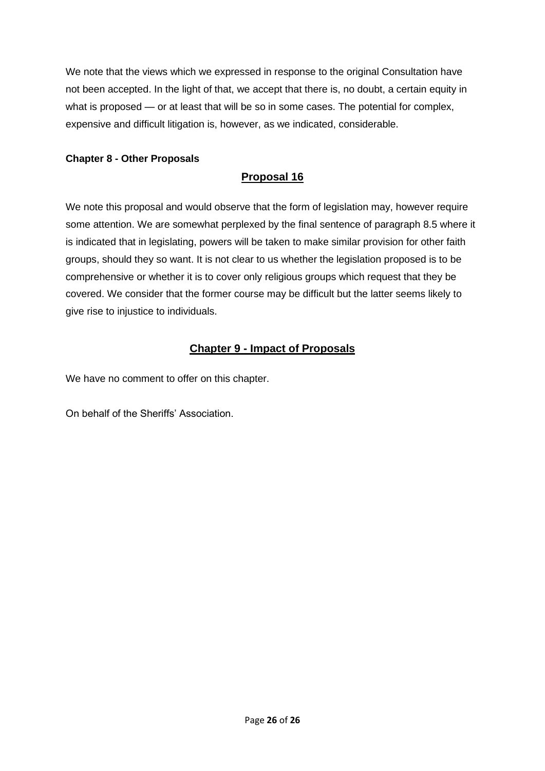We note that the views which we expressed in response to the original Consultation have not been accepted. In the light of that, we accept that there is, no doubt, a certain equity in what is proposed — or at least that will be so in some cases. The potential for complex, expensive and difficult litigation is, however, as we indicated, considerable.

**Chapter 8 - Other Proposals**

## Proposal 16

We note this proposal and would observe that the form of legislation may, however require some attention. We are somewhat perplexed by the final sentence of paragraph 8.5 where it is indicated that in legislating, powers will be taken to make similar provision for other faith groups, should they so want. It is not clear to us whether the legislation proposed is to be comprehensive or whether it is to cover only religious groups which request that they be covered. We consider that the former course may be difficult but the latter seems likely to give rise to injustice to individuals.

## Chapter 9 - Impact of Proposals

We have no comment to offer on this chapter.

On behalf of the Sheriffs' Association.